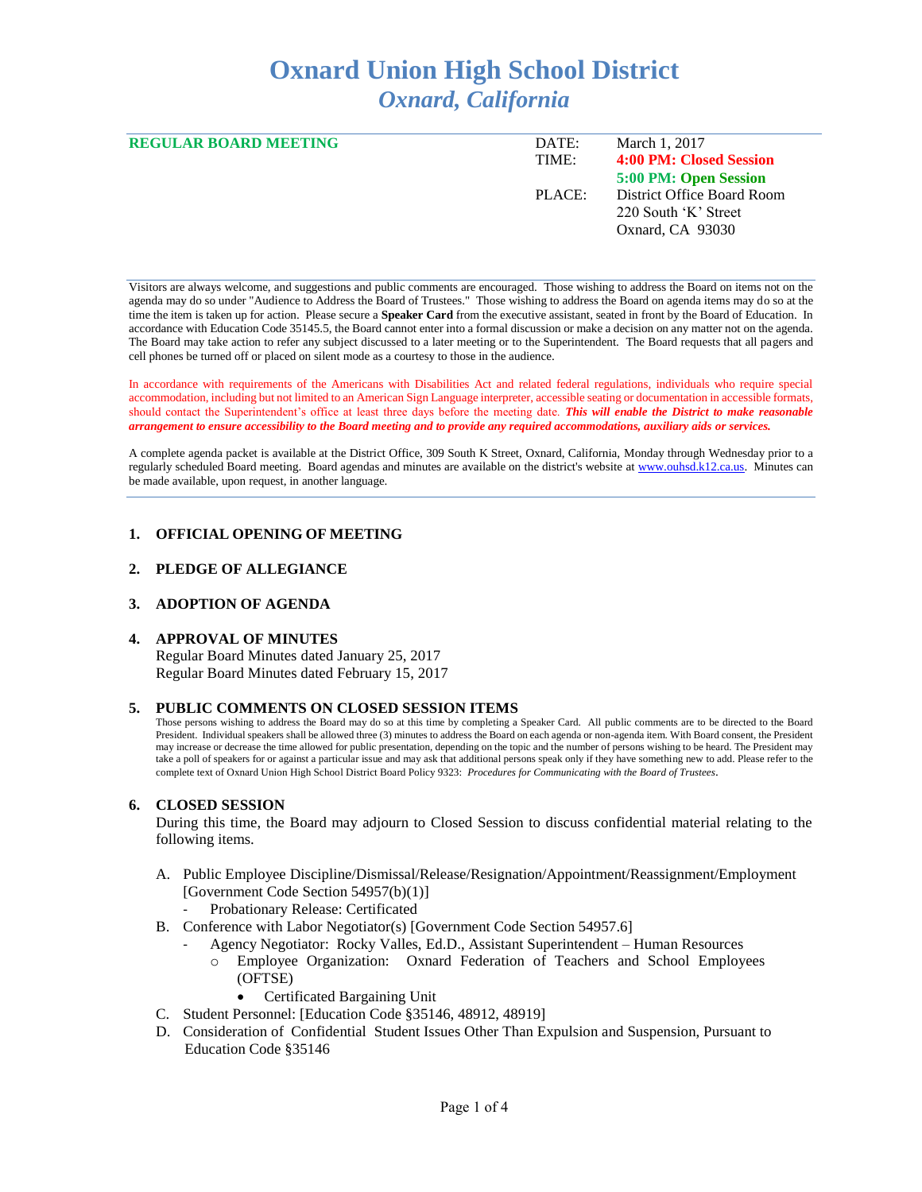# Oxnard Union High School District
## *Oxnard, California*

**REGULAR BOARD MEETING**

| | |
|---|---|
| DATE: | March 1, 2017 |
| TIME: | **4:00 PM: Closed Session** |
| | **5:00 PM: Open Session** |
| PLACE: | District Office Board Room |
| | 220 South 'K' Street |
| | Oxnard, CA 93030 |

Visitors are always welcome, and suggestions and public comments are encouraged. Those wishing to address the Board on items not on the agenda may do so under "Audience to Address the Board of Trustees." Those wishing to address the Board on agenda items may do so at the time the item is taken up for action. Please secure a **Speaker Card** from the executive assistant, seated in front by the Board of Education. In accordance with Education Code 35145.5, the Board cannot enter into a formal discussion or make a decision on any matter not on the agenda. The Board may take action to refer any subject discussed to a later meeting or to the Superintendent. The Board requests that all pagers and cell phones be turned off or placed on silent mode as a courtesy to those in the audience.

In accordance with requirements of the Americans with Disabilities Act and related federal regulations, individuals who require special accommodation, including but not limited to an American Sign Language interpreter, accessible seating or documentation in accessible formats, should contact the Superintendent's office at least three days before the meeting date. ***This will enable the District to make reasonable arrangement to ensure accessibility to the Board meeting and to provide any required accommodations, auxiliary aids or services.***

A complete agenda packet is available at the District Office, 309 South K Street, Oxnard, California, Monday through Wednesday prior to a regularly scheduled Board meeting. Board agendas and minutes are available on the district's website at www.ouhsd.k12.ca.us. Minutes can be made available, upon request, in another language.

### 1. OFFICIAL OPENING OF MEETING

### 2. PLEDGE OF ALLEGIANCE

### 3. ADOPTION OF AGENDA

### 4. APPROVAL OF MINUTES

Regular Board Minutes dated January 25, 2017
Regular Board Minutes dated February 15, 2017

### 5. PUBLIC COMMENTS ON CLOSED SESSION ITEMS

Those persons wishing to address the Board may do so at this time by completing a Speaker Card. All public comments are to be directed to the Board President. Individual speakers shall be allowed three (3) minutes to address the Board on each agenda or non-agenda item. With Board consent, the President may increase or decrease the time allowed for public presentation, depending on the topic and the number of persons wishing to be heard. The President may take a poll of speakers for or against a particular issue and may ask that additional persons speak only if they have something new to add. Please refer to the complete text of Oxnard Union High School District Board Policy 9323: *Procedures for Communicating with the Board of Trustees*.

### 6. CLOSED SESSION

During this time, the Board may adjourn to Closed Session to discuss confidential material relating to the following items.

A. Public Employee Discipline/Dismissal/Release/Resignation/Appointment/Reassignment/Employment [Government Code Section 54957(b)(1)]
   - Probationary Release: Certificated

B. Conference with Labor Negotiator(s) [Government Code Section 54957.6]
   - Agency Negotiator: Rocky Valles, Ed.D., Assistant Superintendent – Human Resources
     - Employee Organization: Oxnard Federation of Teachers and School Employees (OFTSE)
       - Certificated Bargaining Unit

C. Student Personnel: [Education Code §35146, 48912, 48919]

D. Consideration of Confidential Student Issues Other Than Expulsion and Suspension, Pursuant to Education Code §35146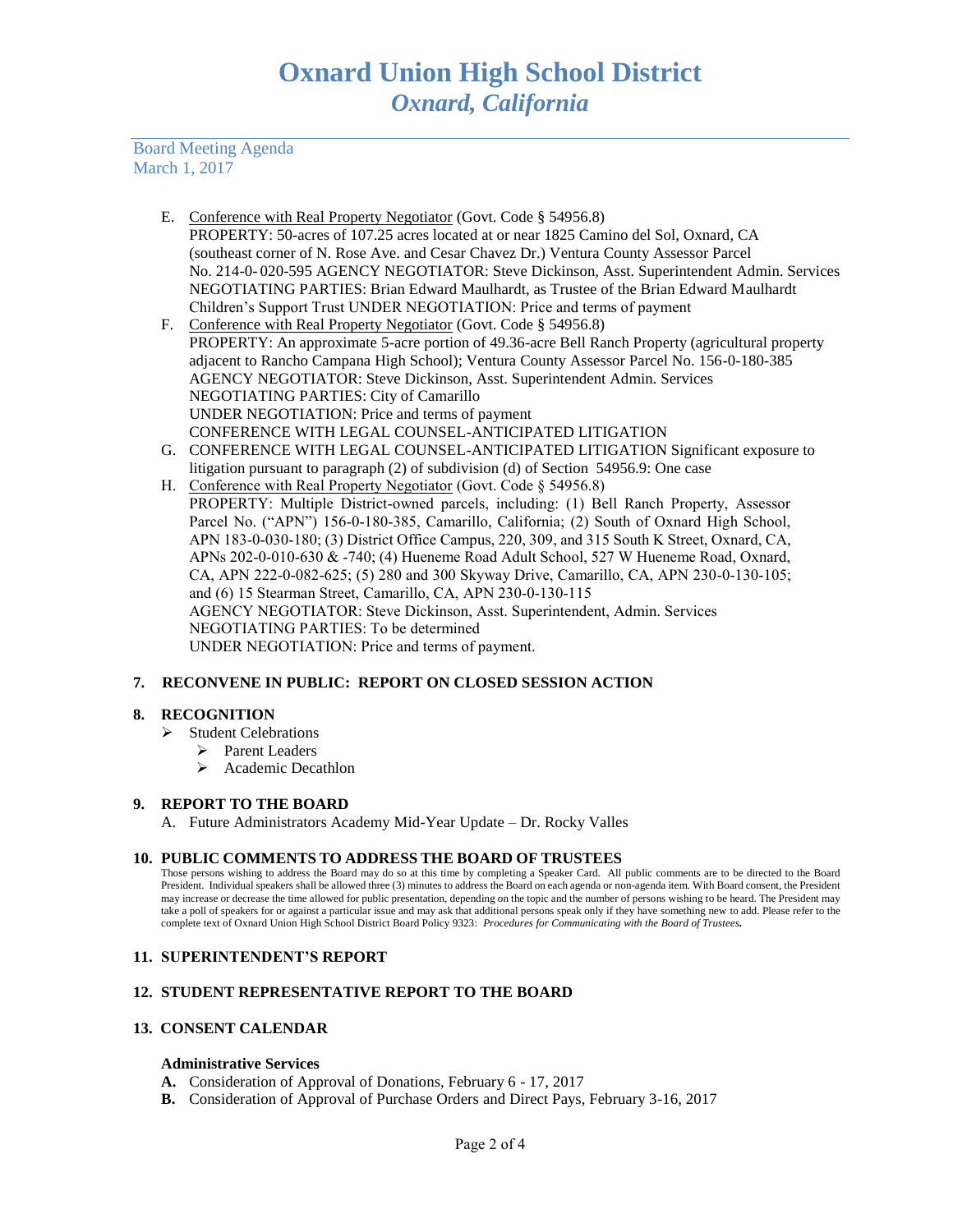E. Conference with Real Property Negotiator (Govt. Code § 54956.8)
PROPERTY: 50-acres of 107.25 acres located at or near 1825 Camino del Sol, Oxnard, CA (southeast corner of N. Rose Ave. and Cesar Chavez Dr.) Ventura County Assessor Parcel No. 214-0- 020-595 AGENCY NEGOTIATOR: Steve Dickinson, Asst. Superintendent Admin. Services NEGOTIATING PARTIES: Brian Edward Maulhardt, as Trustee of the Brian Edward Maulhardt Children's Support Trust UNDER NEGOTIATION: Price and terms of payment

F. Conference with Real Property Negotiator (Govt. Code § 54956.8)
PROPERTY: An approximate 5-acre portion of 49.36-acre Bell Ranch Property (agricultural property adjacent to Rancho Campana High School); Ventura County Assessor Parcel No. 156-0-180-385
AGENCY NEGOTIATOR: Steve Dickinson, Asst. Superintendent Admin. Services
NEGOTIATING PARTIES: City of Camarillo
UNDER NEGOTIATION: Price and terms of payment
CONFERENCE WITH LEGAL COUNSEL-ANTICIPATED LITIGATION

G. CONFERENCE WITH LEGAL COUNSEL-ANTICIPATED LITIGATION Significant exposure to litigation pursuant to paragraph (2) of subdivision (d) of Section 54956.9: One case

H. Conference with Real Property Negotiator (Govt. Code § 54956.8)
PROPERTY: Multiple District-owned parcels, including: (1) Bell Ranch Property, Assessor Parcel No. ("APN") 156-0-180-385, Camarillo, California; (2) South of Oxnard High School, APN 183-0-030-180; (3) District Office Campus, 220, 309, and 315 South K Street, Oxnard, CA, APNs 202-0-010-630 & -740; (4) Hueneme Road Adult School, 527 W Hueneme Road, Oxnard, CA, APN 222-0-082-625; (5) 280 and 300 Skyway Drive, Camarillo, CA, APN 230-0-130-105; and (6) 15 Stearman Street, Camarillo, CA, APN 230-0-130-115
AGENCY NEGOTIATOR: Steve Dickinson, Asst. Superintendent, Admin. Services
NEGOTIATING PARTIES: To be determined
UNDER NEGOTIATION: Price and terms of payment.

## 7. RECONVENE IN PUBLIC: REPORT ON CLOSED SESSION ACTION

## 8. RECOGNITION

- Student Celebrations
  - Parent Leaders
  - Academic Decathlon

## 9. REPORT TO THE BOARD

A. Future Administrators Academy Mid-Year Update – Dr. Rocky Valles

## 10. PUBLIC COMMENTS TO ADDRESS THE BOARD OF TRUSTEES

Those persons wishing to address the Board may do so at this time by completing a Speaker Card. All public comments are to be directed to the Board President. Individual speakers shall be allowed three (3) minutes to address the Board on each agenda or non-agenda item. With Board consent, the President may increase or decrease the time allowed for public presentation, depending on the topic and the number of persons wishing to be heard. The President may take a poll of speakers for or against a particular issue and may ask that additional persons speak only if they have something new to add. Please refer to the complete text of Oxnard Union High School District Board Policy 9323: ***Procedures for Communicating with the Board of Trustees.***

## 11. SUPERINTENDENT'S REPORT

## 12. STUDENT REPRESENTATIVE REPORT TO THE BOARD

## 13. CONSENT CALENDAR

### Administrative Services

**A.** Consideration of Approval of Donations, February 6 - 17, 2017

**B.** Consideration of Approval of Purchase Orders and Direct Pays, February 3-16, 2017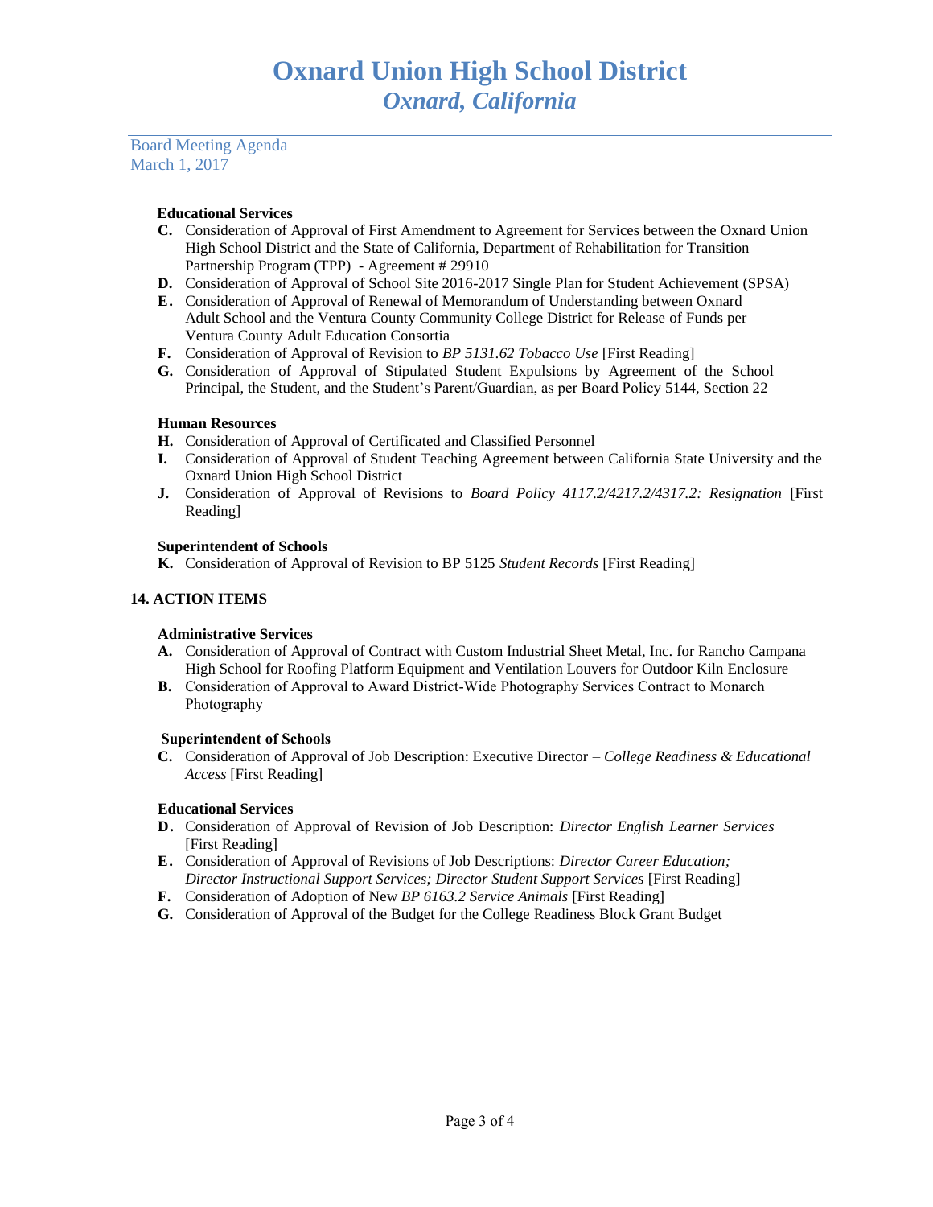**Educational Services**

**C.** Consideration of Approval of First Amendment to Agreement for Services between the Oxnard Union High School District and the State of California, Department of Rehabilitation for Transition Partnership Program (TPP) - Agreement # 29910

**D.** Consideration of Approval of School Site 2016-2017 Single Plan for Student Achievement (SPSA)

**E.** Consideration of Approval of Renewal of Memorandum of Understanding between Oxnard Adult School and the Ventura County Community College District for Release of Funds per Ventura County Adult Education Consortia

**F.** Consideration of Approval of Revision to *BP 5131.62 Tobacco Use* [First Reading]

**G.** Consideration of Approval of Stipulated Student Expulsions by Agreement of the School Principal, the Student, and the Student's Parent/Guardian, as per Board Policy 5144, Section 22

**Human Resources**

**H.** Consideration of Approval of Certificated and Classified Personnel

**I.** Consideration of Approval of Student Teaching Agreement between California State University and the Oxnard Union High School District

**J.** Consideration of Approval of Revisions to *Board Policy 4117.2/4217.2/4317.2: Resignation* [First Reading]

**Superintendent of Schools**

**K.** Consideration of Approval of Revision to BP 5125 *Student Records* [First Reading]

## 14. ACTION ITEMS

**Administrative Services**

**A.** Consideration of Approval of Contract with Custom Industrial Sheet Metal, Inc. for Rancho Campana High School for Roofing Platform Equipment and Ventilation Louvers for Outdoor Kiln Enclosure

**B.** Consideration of Approval to Award District-Wide Photography Services Contract to Monarch Photography

**Superintendent of Schools**

**C.** Consideration of Approval of Job Description: Executive Director – *College Readiness & Educational Access* [First Reading]

**Educational Services**

**D.** Consideration of Approval of Revision of Job Description: *Director English Learner Services* [First Reading]

**E.** Consideration of Approval of Revisions of Job Descriptions: *Director Career Education; Director Instructional Support Services; Director Student Support Services* [First Reading]

**F.** Consideration of Adoption of New *BP 6163.2 Service Animals* [First Reading]

**G.** Consideration of Approval of the Budget for the College Readiness Block Grant Budget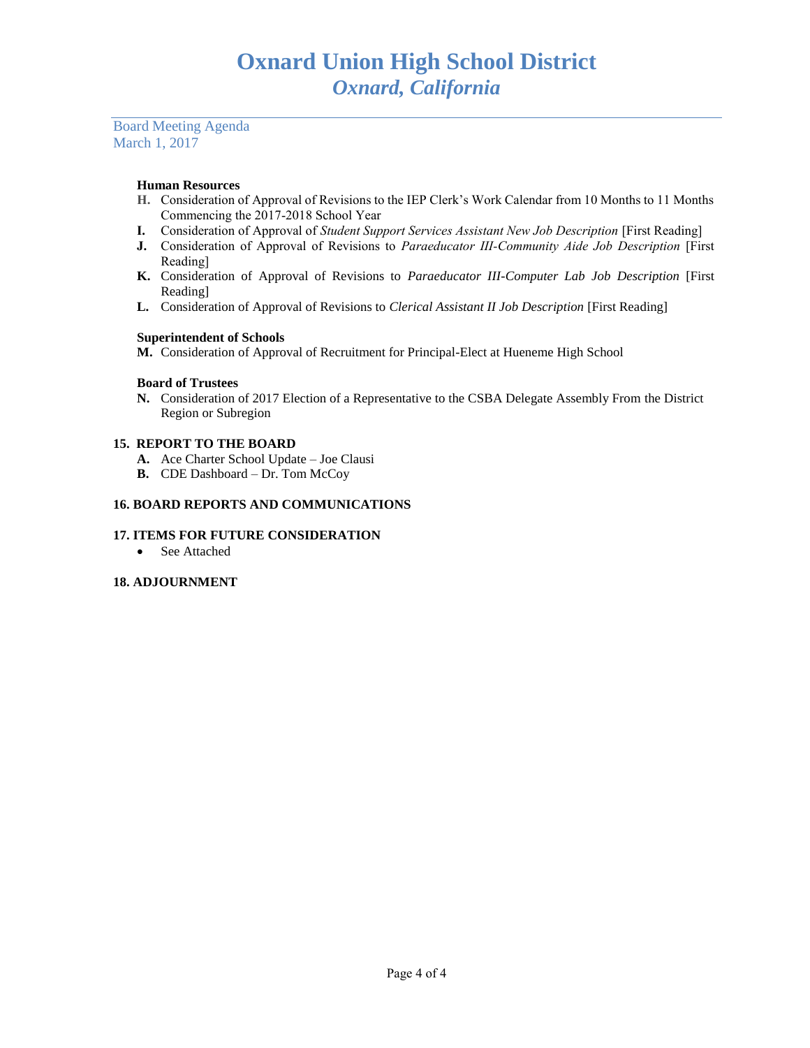**Human Resources**

- **H.** Consideration of Approval of Revisions to the IEP Clerk's Work Calendar from 10 Months to 11 Months Commencing the 2017-2018 School Year
- **I.** Consideration of Approval of *Student Support Services Assistant New Job Description* [First Reading]
- **J.** Consideration of Approval of Revisions to *Paraeducator III-Community Aide Job Description* [First Reading]
- **K.** Consideration of Approval of Revisions to *Paraeducator III-Computer Lab Job Description* [First Reading]
- **L.** Consideration of Approval of Revisions to *Clerical Assistant II Job Description* [First Reading]

**Superintendent of Schools**

- **M.** Consideration of Approval of Recruitment for Principal-Elect at Hueneme High School

**Board of Trustees**

- **N.** Consideration of 2017 Election of a Representative to the CSBA Delegate Assembly From the District Region or Subregion

## 15. REPORT TO THE BOARD

- **A.** Ace Charter School Update – Joe Clausi
- **B.** CDE Dashboard – Dr. Tom McCoy

## 16. BOARD REPORTS AND COMMUNICATIONS

## 17. ITEMS FOR FUTURE CONSIDERATION

- See Attached

## 18. ADJOURNMENT